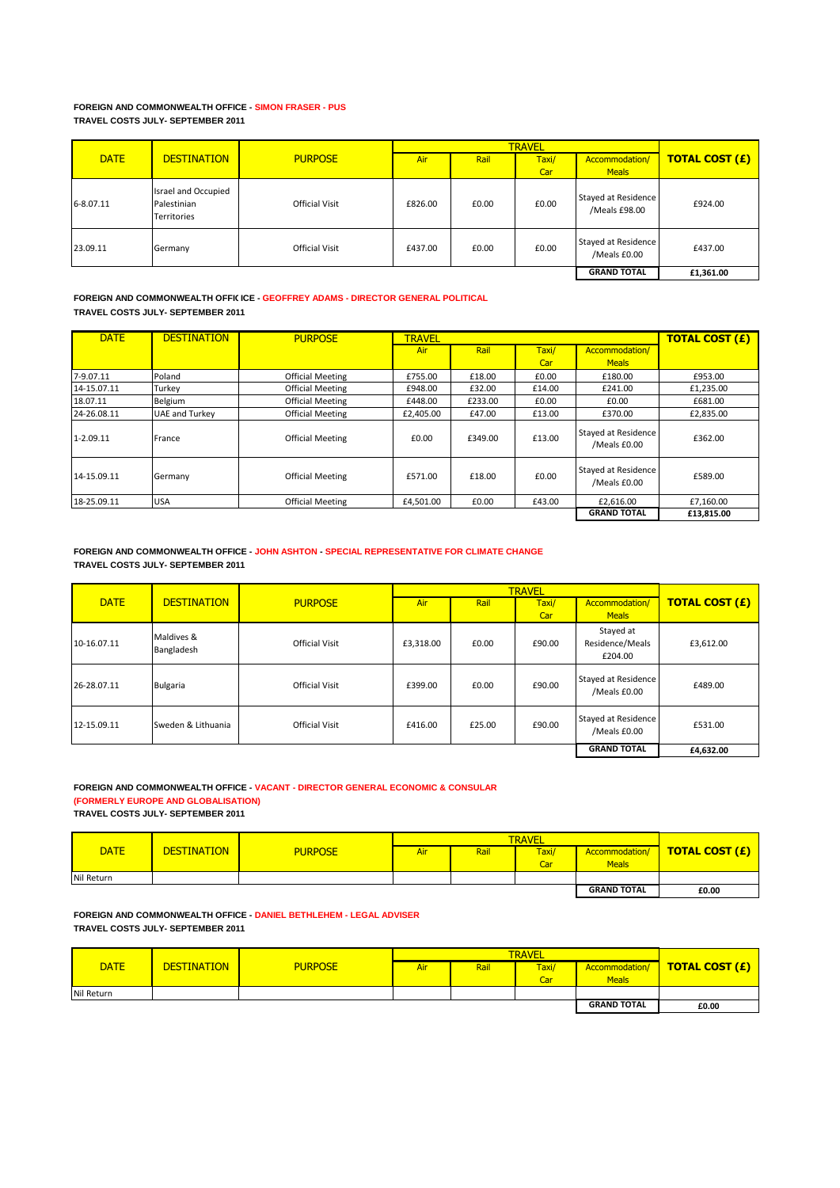**FOREIGN AND COMMONWEALTH OFFICE - SIMON FRASER - PUS**
**TRAVEL COSTS JULY- SEPTEMBER 2011**

| DATE | DESTINATION | PURPOSE | TRAVEL | | | | TOTAL COST (£) |
|---|---|---|---|---|---|---|---|
| | | | Air | Rail | Taxi/ Car | Accommodation/ Meals | |
| 6-8.07.11 | Israel and Occupied Palestinian Territories | Official Visit | £826.00 | £0.00 | £0.00 | Stayed at Residence /Meals £98.00 | £924.00 |
| 23.09.11 | Germany | Official Visit | £437.00 | £0.00 | £0.00 | Stayed at Residence /Meals £0.00 | £437.00 |
| | | | | | | **GRAND TOTAL** | **£1,361.00** |

**FOREIGN AND COMMONWEALTH OFFIC ICE - GEOFFREY ADAMS - DIRECTOR GENERAL POLITICAL**
**TRAVEL COSTS JULY- SEPTEMBER 2011**

| DATE | DESTINATION | PURPOSE | TRAVEL | | | | TOTAL COST (£) |
|---|---|---|---|---|---|---|---|
| | | | Air | Rail | Taxi/ Car | Accommodation/ Meals | |
| 7-9.07.11 | Poland | Official Meeting | £755.00 | £18.00 | £0.00 | £180.00 | £953.00 |
| 14-15.07.11 | Turkey | Official Meeting | £948.00 | £32.00 | £14.00 | £241.00 | £1,235.00 |
| 18.07.11 | Belgium | Official Meeting | £448.00 | £233.00 | £0.00 | £0.00 | £681.00 |
| 24-26.08.11 | UAE and Turkey | Official Meeting | £2,405.00 | £47.00 | £13.00 | £370.00 | £2,835.00 |
| 1-2.09.11 | France | Official Meeting | £0.00 | £349.00 | £13.00 | Stayed at Residence /Meals £0.00 | £362.00 |
| 14-15.09.11 | Germany | Official Meeting | £571.00 | £18.00 | £0.00 | Stayed at Residence /Meals £0.00 | £589.00 |
| 18-25.09.11 | USA | Official Meeting | £4,501.00 | £0.00 | £43.00 | £2,616.00 | £7,160.00 |
| | | | | | | **GRAND TOTAL** | **£13,815.00** |

**FOREIGN AND COMMONWEALTH OFFICE - JOHN ASHTON - SPECIAL REPRESENTATIVE FOR CLIMATE CHANGE**
**TRAVEL COSTS JULY- SEPTEMBER 2011**

| DATE | DESTINATION | PURPOSE | TRAVEL | | | | TOTAL COST (£) |
|---|---|---|---|---|---|---|---|
| | | | Air | Rail | Taxi/ Car | Accommodation/ Meals | |
| 10-16.07.11 | Maldives & Bangladesh | Official Visit | £3,318.00 | £0.00 | £90.00 | Stayed at Residence/Meals £204.00 | £3,612.00 |
| 26-28.07.11 | Bulgaria | Official Visit | £399.00 | £0.00 | £90.00 | Stayed at Residence /Meals £0.00 | £489.00 |
| 12-15.09.11 | Sweden & Lithuania | Official Visit | £416.00 | £25.00 | £90.00 | Stayed at Residence /Meals £0.00 | £531.00 |
| | | | | | | **GRAND TOTAL** | **£4,632.00** |

**FOREIGN AND COMMONWEALTH OFFICE - VACANT - DIRECTOR GENERAL ECONOMIC & CONSULAR**
**(FORMERLY EUROPE AND GLOBALISATION)**
**TRAVEL COSTS JULY- SEPTEMBER 2011**

| DATE | DESTINATION | PURPOSE | TRAVEL | | | | TOTAL COST (£) |
|---|---|---|---|---|---|---|---|
| | | | Air | Rail | Taxi/ Car | Accommodation/ Meals | |
| Nil Return | | | | | | | |
| | | | | | | **GRAND TOTAL** | **£0.00** |

**FOREIGN AND COMMONWEALTH OFFICE - DANIEL BETHLEHEM - LEGAL ADVISER**
**TRAVEL COSTS JULY- SEPTEMBER 2011**

| DATE | DESTINATION | PURPOSE | TRAVEL | | | | TOTAL COST (£) |
|---|---|---|---|---|---|---|---|
| | | | Air | Rail | Taxi/ Car | Accommodation/ Meals | |
| Nil Return | | | | | | | |
| | | | | | | **GRAND TOTAL** | **£0.00** |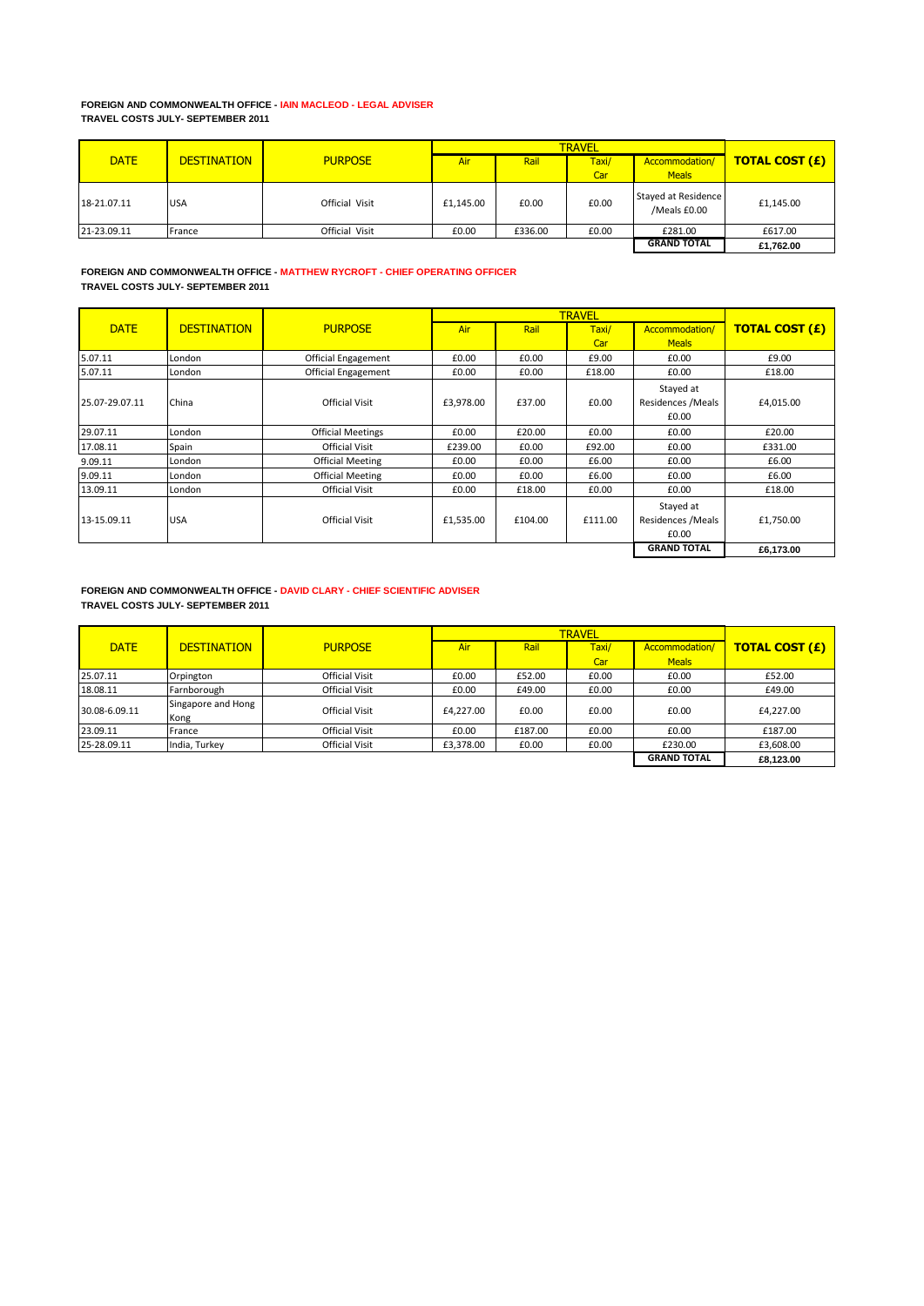**FOREIGN AND COMMONWEALTH OFFICE - IAIN MACLEOD - LEGAL ADVISER**
**TRAVEL COSTS JULY- SEPTEMBER 2011**

| DATE | DESTINATION | PURPOSE | TRAVEL | | | | TOTAL COST (£) |
|---|---|---|---|---|---|---|---|
| | | | Air | Rail | Taxi/ Car | Accommodation/ Meals | |
| 18-21.07.11 | USA | Official Visit | £1,145.00 | £0.00 | £0.00 | Stayed at Residence /Meals £0.00 | £1,145.00 |
| 21-23.09.11 | France | Official Visit | £0.00 | £336.00 | £0.00 | £281.00 | £617.00 |
| | | | | | | **GRAND TOTAL** | **£1,762.00** |

**FOREIGN AND COMMONWEALTH OFFICE - MATTHEW RYCROFT - CHIEF OPERATING OFFICER**
**TRAVEL COSTS JULY- SEPTEMBER 2011**

| DATE | DESTINATION | PURPOSE | TRAVEL | | | | TOTAL COST (£) |
|---|---|---|---|---|---|---|---|
| | | | Air | Rail | Taxi/ Car | Accommodation/ Meals | |
| 5.07.11 | London | Official Engagement | £0.00 | £0.00 | £9.00 | £0.00 | £9.00 |
| 5.07.11 | London | Official Engagement | £0.00 | £0.00 | £18.00 | £0.00 | £18.00 |
| 25.07-29.07.11 | China | Official Visit | £3,978.00 | £37.00 | £0.00 | Stayed at Residences /Meals £0.00 | £4,015.00 |
| 29.07.11 | London | Official Meetings | £0.00 | £20.00 | £0.00 | £0.00 | £20.00 |
| 17.08.11 | Spain | Official Visit | £239.00 | £0.00 | £92.00 | £0.00 | £331.00 |
| 9.09.11 | London | Official Meeting | £0.00 | £0.00 | £6.00 | £0.00 | £6.00 |
| 9.09.11 | London | Official Meeting | £0.00 | £0.00 | £6.00 | £0.00 | £6.00 |
| 13.09.11 | London | Official Visit | £0.00 | £18.00 | £0.00 | £0.00 | £18.00 |
| 13-15.09.11 | USA | Official Visit | £1,535.00 | £104.00 | £111.00 | Stayed at Residences /Meals £0.00 | £1,750.00 |
| | | | | | | **GRAND TOTAL** | **£6,173.00** |

**FOREIGN AND COMMONWEALTH OFFICE - DAVID CLARY - CHIEF SCIENTIFIC ADVISER**
**TRAVEL COSTS JULY- SEPTEMBER 2011**

| DATE | DESTINATION | PURPOSE | TRAVEL | | | | TOTAL COST (£) |
|---|---|---|---|---|---|---|---|
| | | | Air | Rail | Taxi/ Car | Accommodation/ Meals | |
| 25.07.11 | Orpington | Official Visit | £0.00 | £52.00 | £0.00 | £0.00 | £52.00 |
| 18.08.11 | Farnborough | Official Visit | £0.00 | £49.00 | £0.00 | £0.00 | £49.00 |
| 30.08-6.09.11 | Singapore and Hong Kong | Official Visit | £4,227.00 | £0.00 | £0.00 | £0.00 | £4,227.00 |
| 23.09.11 | France | Official Visit | £0.00 | £187.00 | £0.00 | £0.00 | £187.00 |
| 25-28.09.11 | India, Turkey | Official Visit | £3,378.00 | £0.00 | £0.00 | £230.00 | £3,608.00 |
| | | | | | | **GRAND TOTAL** | **£8,123.00** |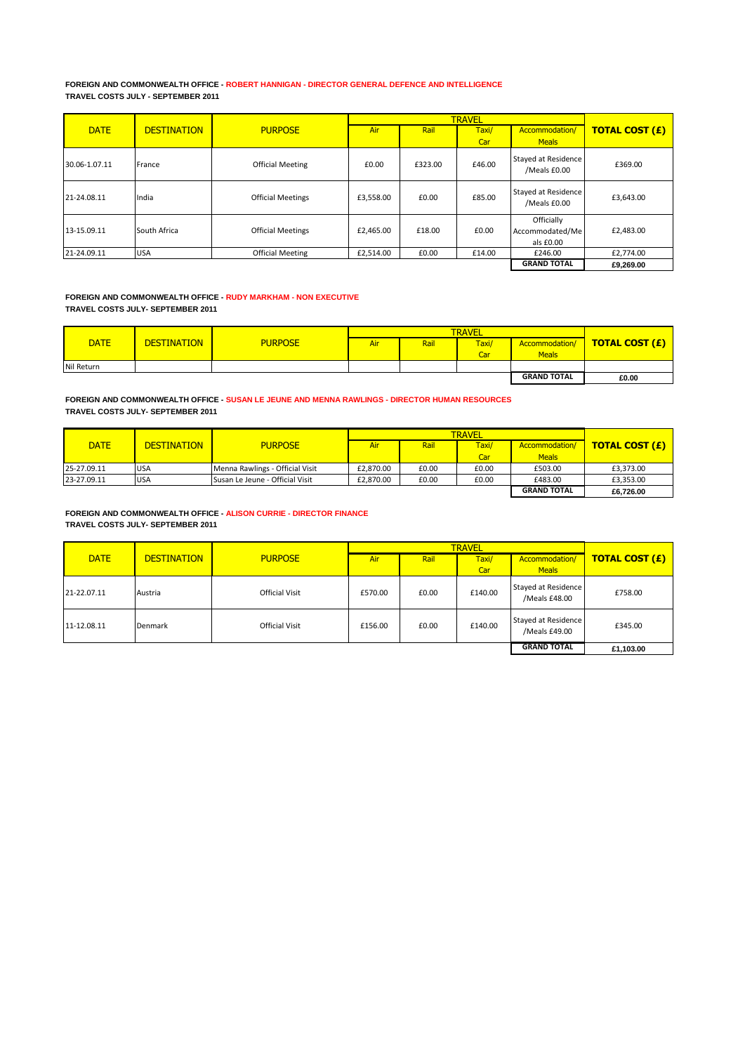**FOREIGN AND COMMONWEALTH OFFICE - ROBERT HANNIGAN - DIRECTOR GENERAL DEFENCE AND INTELLIGENCE**
**TRAVEL COSTS JULY - SEPTEMBER 2011**

| DATE | DESTINATION | PURPOSE | TRAVEL | | | | TOTAL COST (£) |
|---|---|---|---|---|---|---|---|
| | | | Air | Rail | Taxi/ Car | Accommodation/ Meals | |
| 30.06-1.07.11 | France | Official Meeting | £0.00 | £323.00 | £46.00 | Stayed at Residence /Meals £0.00 | £369.00 |
| 21-24.08.11 | India | Official Meetings | £3,558.00 | £0.00 | £85.00 | Stayed at Residence /Meals £0.00 | £3,643.00 |
| 13-15.09.11 | South Africa | Official Meetings | £2,465.00 | £18.00 | £0.00 | Officially Accommodated/Meals £0.00 | £2,483.00 |
| 21-24.09.11 | USA | Official Meeting | £2,514.00 | £0.00 | £14.00 | £246.00 | £2,774.00 |
| | | | | | | **GRAND TOTAL** | **£9,269.00** |

**FOREIGN AND COMMONWEALTH OFFICE - RUDY MARKHAM - NON EXECUTIVE**
**TRAVEL COSTS JULY- SEPTEMBER 2011**

| DATE | DESTINATION | PURPOSE | TRAVEL | | | | TOTAL COST (£) |
|---|---|---|---|---|---|---|---|
| | | | Air | Rail | Taxi/ Car | Accommodation/ Meals | |
| Nil Return | | | | | | | |
| | | | | | | **GRAND TOTAL** | **£0.00** |

**FOREIGN AND COMMONWEALTH OFFICE - SUSAN LE JEUNE AND MENNA RAWLINGS - DIRECTOR HUMAN RESOURCES**
**TRAVEL COSTS JULY- SEPTEMBER 2011**

| DATE | DESTINATION | PURPOSE | TRAVEL | | | | TOTAL COST (£) |
|---|---|---|---|---|---|---|---|
| | | | Air | Rail | Taxi/ Car | Accommodation/ Meals | |
| 25-27.09.11 | USA | Menna Rawlings - Official Visit | £2,870.00 | £0.00 | £0.00 | £503.00 | £3,373.00 |
| 23-27.09.11 | USA | Susan Le Jeune - Official Visit | £2,870.00 | £0.00 | £0.00 | £483.00 | £3,353.00 |
| | | | | | | **GRAND TOTAL** | **£6,726.00** |

**FOREIGN AND COMMONWEALTH OFFICE - ALISON CURRIE - DIRECTOR FINANCE**
**TRAVEL COSTS JULY- SEPTEMBER 2011**

| DATE | DESTINATION | PURPOSE | TRAVEL | | | | TOTAL COST (£) |
|---|---|---|---|---|---|---|---|
| | | | Air | Rail | Taxi/ Car | Accommodation/ Meals | |
| 21-22.07.11 | Austria | Official Visit | £570.00 | £0.00 | £140.00 | Stayed at Residence /Meals £48.00 | £758.00 |
| 11-12.08.11 | Denmark | Official Visit | £156.00 | £0.00 | £140.00 | Stayed at Residence /Meals £49.00 | £345.00 |
| | | | | | | **GRAND TOTAL** | **£1,103.00** |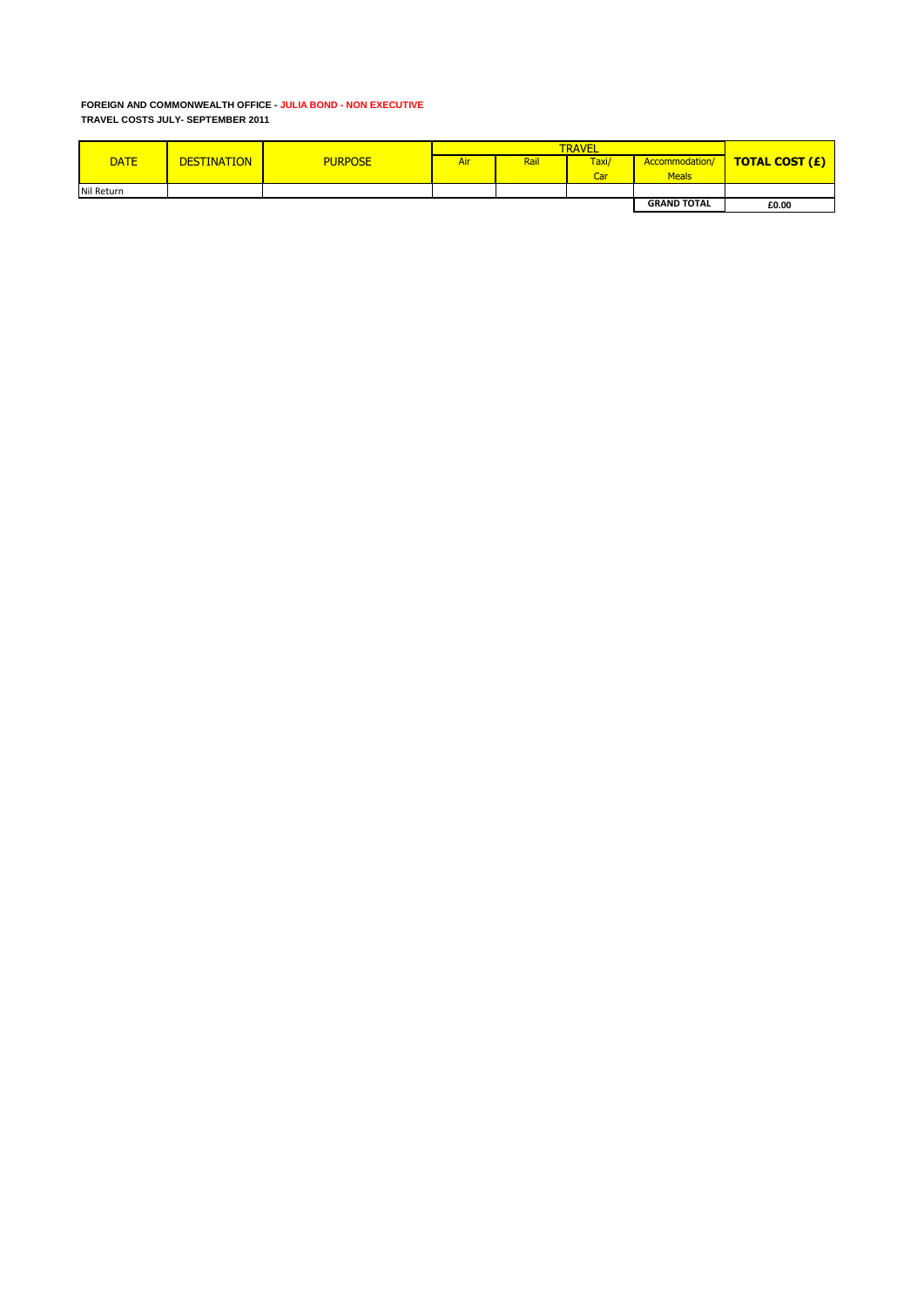**FOREIGN AND COMMONWEALTH OFFICE - JULIA BOND - NON EXECUTIVE**
**TRAVEL COSTS JULY- SEPTEMBER 2011**

| DATE | DESTINATION | PURPOSE | TRAVEL | | | | TOTAL COST (£) |
|---|---|---|---|---|---|---|---|
| | | | Air | Rail | Taxi/ Car | Accommodation/ Meals | |
| Nil Return | | | | | | | |
| | | | | | | **GRAND TOTAL** | **£0.00** |